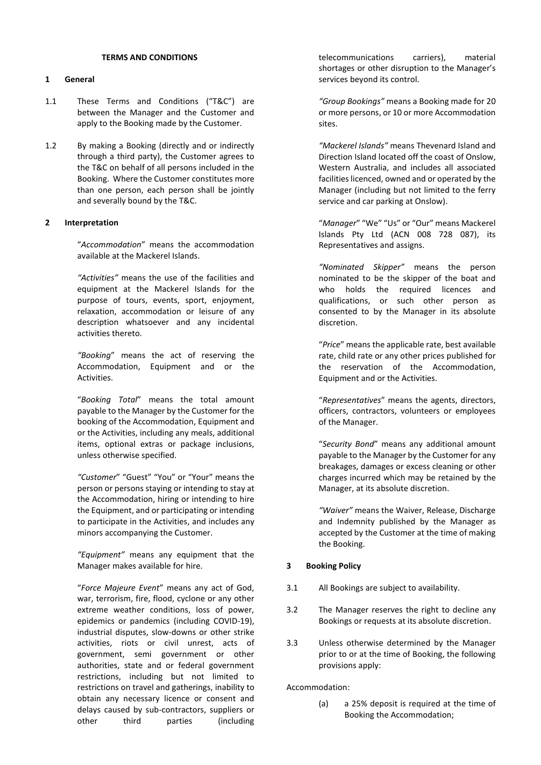**TERMS AND CONDITIONS**

## 1 General

1.1 These Terms and Conditions ("T&C") are between the Manager and the Customer and apply to the Booking made by the Customer.

1.2 By making a Booking (directly and or indirectly through a third party), the Customer agrees to the T&C on behalf of all persons included in the Booking. Where the Customer constitutes more than one person, each person shall be jointly and severally bound by the T&C.

## 2 Interpretation

"*Accommodation*" means the accommodation available at the Mackerel Islands.

*"Activities"* means the use of the facilities and equipment at the Mackerel Islands for the purpose of tours, events, sport, enjoyment, relaxation, accommodation or leisure of any description whatsoever and any incidental activities thereto.

*"Booking*" means the act of reserving the Accommodation, Equipment and or the Activities.

"*Booking Total*" means the total amount payable to the Manager by the Customer for the booking of the Accommodation, Equipment and or the Activities, including any meals, additional items, optional extras or package inclusions, unless otherwise specified.

*"Customer*" "Guest" "You" or "Your" means the person or persons staying or intending to stay at the Accommodation, hiring or intending to hire the Equipment, and or participating or intending to participate in the Activities, and includes any minors accompanying the Customer.

*"Equipment"* means any equipment that the Manager makes available for hire.

"*Force Majeure Event*" means any act of God, war, terrorism, fire, flood, cyclone or any other extreme weather conditions, loss of power, epidemics or pandemics (including COVID-19), industrial disputes, slow-downs or other strike activities, riots or civil unrest, acts of government, semi government or other authorities, state and or federal government restrictions, including but not limited to restrictions on travel and gatherings, inability to obtain any necessary licence or consent and delays caused by sub-contractors, suppliers or other third parties (including telecommunications carriers), material shortages or other disruption to the Manager's services beyond its control.

*"Group Bookings"* means a Booking made for 20 or more persons, or 10 or more Accommodation sites.

*"Mackerel Islands"* means Thevenard Island and Direction Island located off the coast of Onslow, Western Australia, and includes all associated facilities licenced, owned and or operated by the Manager (including but not limited to the ferry service and car parking at Onslow).

"*Manager*" "We" "Us" or "Our" means Mackerel Islands Pty Ltd (ACN 008 728 087), its Representatives and assigns.

*"Nominated Skipper"* means the person nominated to be the skipper of the boat and who holds the required licences and qualifications, or such other person as consented to by the Manager in its absolute discretion.

"*Price*" means the applicable rate, best available rate, child rate or any other prices published for the reservation of the Accommodation, Equipment and or the Activities.

"*Representatives*" means the agents, directors, officers, contractors, volunteers or employees of the Manager.

"*Security Bond*" means any additional amount payable to the Manager by the Customer for any breakages, damages or excess cleaning or other charges incurred which may be retained by the Manager, at its absolute discretion.

*"Waiver"* means the Waiver, Release, Discharge and Indemnity published by the Manager as accepted by the Customer at the time of making the Booking.

## 3 Booking Policy

3.1 All Bookings are subject to availability.

3.2 The Manager reserves the right to decline any Bookings or requests at its absolute discretion.

3.3 Unless otherwise determined by the Manager prior to or at the time of Booking, the following provisions apply:

Accommodation:

(a) a 25% deposit is required at the time of Booking the Accommodation;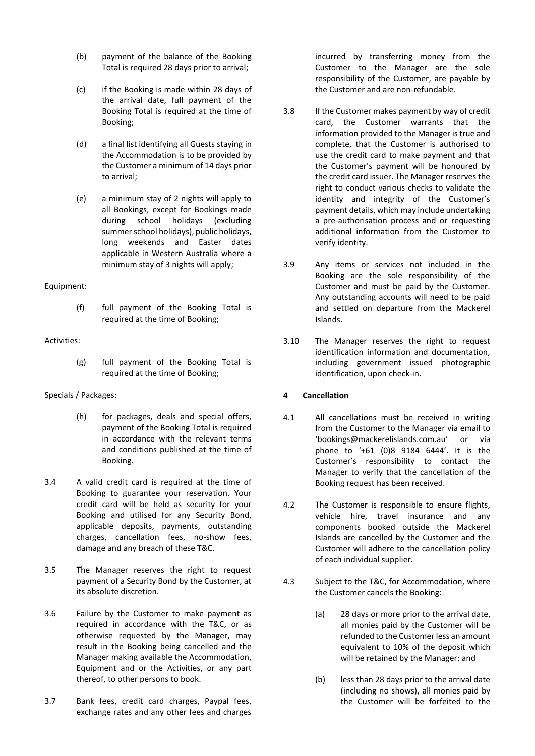(b) payment of the balance of the Booking Total is required 28 days prior to arrival;

(c) if the Booking is made within 28 days of the arrival date, full payment of the Booking Total is required at the time of Booking;

(d) a final list identifying all Guests staying in the Accommodation is to be provided by the Customer a minimum of 14 days prior to arrival;

(e) a minimum stay of 2 nights will apply to all Bookings, except for Bookings made during school holidays (excluding summer school holidays), public holidays, long weekends and Easter dates applicable in Western Australia where a minimum stay of 3 nights will apply;

Equipment:

(f) full payment of the Booking Total is required at the time of Booking;

Activities:

(g) full payment of the Booking Total is required at the time of Booking;

Specials / Packages:

(h) for packages, deals and special offers, payment of the Booking Total is required in accordance with the relevant terms and conditions published at the time of Booking.

3.4 A valid credit card is required at the time of Booking to guarantee your reservation. Your credit card will be held as security for your Booking and utilised for any Security Bond, applicable deposits, payments, outstanding charges, cancellation fees, no-show fees, damage and any breach of these T&C.

3.5 The Manager reserves the right to request payment of a Security Bond by the Customer, at its absolute discretion.

3.6 Failure by the Customer to make payment as required in accordance with the T&C, or as otherwise requested by the Manager, may result in the Booking being cancelled and the Manager making available the Accommodation, Equipment and or the Activities, or any part thereof, to other persons to book.

3.7 Bank fees, credit card charges, Paypal fees, exchange rates and any other fees and charges incurred by transferring money from the Customer to the Manager are the sole responsibility of the Customer, are payable by the Customer and are non-refundable.

3.8 If the Customer makes payment by way of credit card, the Customer warrants that the information provided to the Manager is true and complete, that the Customer is authorised to use the credit card to make payment and that the Customer's payment will be honoured by the credit card issuer. The Manager reserves the right to conduct various checks to validate the identity and integrity of the Customer's payment details, which may include undertaking a pre-authorisation process and or requesting additional information from the Customer to verify identity.

3.9 Any items or services not included in the Booking are the sole responsibility of the Customer and must be paid by the Customer. Any outstanding accounts will need to be paid and settled on departure from the Mackerel Islands.

3.10 The Manager reserves the right to request identification information and documentation, including government issued photographic identification, upon check-in.

## 4 Cancellation

4.1 All cancellations must be received in writing from the Customer to the Manager via email to 'bookings@mackerelislands.com.au' or via phone to '+61 (0)8 9184 6444'. It is the Customer's responsibility to contact the Manager to verify that the cancellation of the Booking request has been received.

4.2 The Customer is responsible to ensure flights, vehicle hire, travel insurance and any components booked outside the Mackerel Islands are cancelled by the Customer and the Customer will adhere to the cancellation policy of each individual supplier.

4.3 Subject to the T&C, for Accommodation, where the Customer cancels the Booking:

(a) 28 days or more prior to the arrival date, all monies paid by the Customer will be refunded to the Customer less an amount equivalent to 10% of the deposit which will be retained by the Manager; and

(b) less than 28 days prior to the arrival date (including no shows), all monies paid by the Customer will be forfeited to the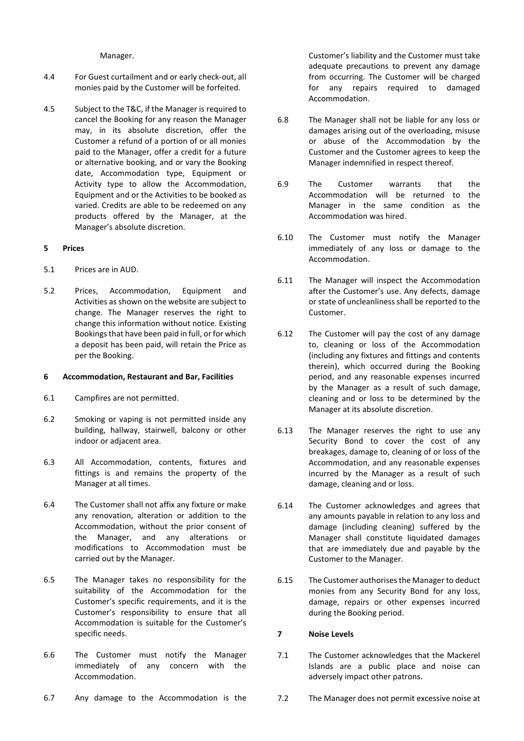Manager.

4.4 For Guest curtailment and or early check-out, all monies paid by the Customer will be forfeited.

4.5 Subject to the T&C, if the Manager is required to cancel the Booking for any reason the Manager may, in its absolute discretion, offer the Customer a refund of a portion of or all monies paid to the Manager, offer a credit for a future or alternative booking, and or vary the Booking date, Accommodation type, Equipment or Activity type to allow the Accommodation, Equipment and or the Activities to be booked as varied. Credits are able to be redeemed on any products offered by the Manager, at the Manager's absolute discretion.

**5 Prices**

5.1 Prices are in AUD.

5.2 Prices, Accommodation, Equipment and Activities as shown on the website are subject to change. The Manager reserves the right to change this information without notice. Existing Bookings that have been paid in full, or for which a deposit has been paid, will retain the Price as per the Booking.

**6 Accommodation, Restaurant and Bar, Facilities**

6.1 Campfires are not permitted.

6.2 Smoking or vaping is not permitted inside any building, hallway, stairwell, balcony or other indoor or adjacent area.

6.3 All Accommodation, contents, fixtures and fittings is and remains the property of the Manager at all times.

6.4 The Customer shall not affix any fixture or make any renovation, alteration or addition to the Accommodation, without the prior consent of the Manager, and any alterations or modifications to Accommodation must be carried out by the Manager.

6.5 The Manager takes no responsibility for the suitability of the Accommodation for the Customer's specific requirements, and it is the Customer's responsibility to ensure that all Accommodation is suitable for the Customer's specific needs.

6.6 The Customer must notify the Manager immediately of any concern with the Accommodation.

6.7 Any damage to the Accommodation is the Customer's liability and the Customer must take adequate precautions to prevent any damage from occurring. The Customer will be charged for any repairs required to damaged Accommodation.

6.8 The Manager shall not be liable for any loss or damages arising out of the overloading, misuse or abuse of the Accommodation by the Customer and the Customer agrees to keep the Manager indemnified in respect thereof.

6.9 The Customer warrants that the Accommodation will be returned to the Manager in the same condition as the Accommodation was hired.

6.10 The Customer must notify the Manager immediately of any loss or damage to the Accommodation.

6.11 The Manager will inspect the Accommodation after the Customer's use. Any defects, damage or state of uncleanliness shall be reported to the Customer.

6.12 The Customer will pay the cost of any damage to, cleaning or loss of the Accommodation (including any fixtures and fittings and contents therein), which occurred during the Booking period, and any reasonable expenses incurred by the Manager as a result of such damage, cleaning and or loss to be determined by the Manager at its absolute discretion.

6.13 The Manager reserves the right to use any Security Bond to cover the cost of any breakages, damage to, cleaning of or loss of the Accommodation, and any reasonable expenses incurred by the Manager as a result of such damage, cleaning and or loss.

6.14 The Customer acknowledges and agrees that any amounts payable in relation to any loss and damage (including cleaning) suffered by the Manager shall constitute liquidated damages that are immediately due and payable by the Customer to the Manager.

6.15 The Customer authorises the Manager to deduct monies from any Security Bond for any loss, damage, repairs or other expenses incurred during the Booking period.

**7 Noise Levels**

7.1 The Customer acknowledges that the Mackerel Islands are a public place and noise can adversely impact other patrons.

7.2 The Manager does not permit excessive noise at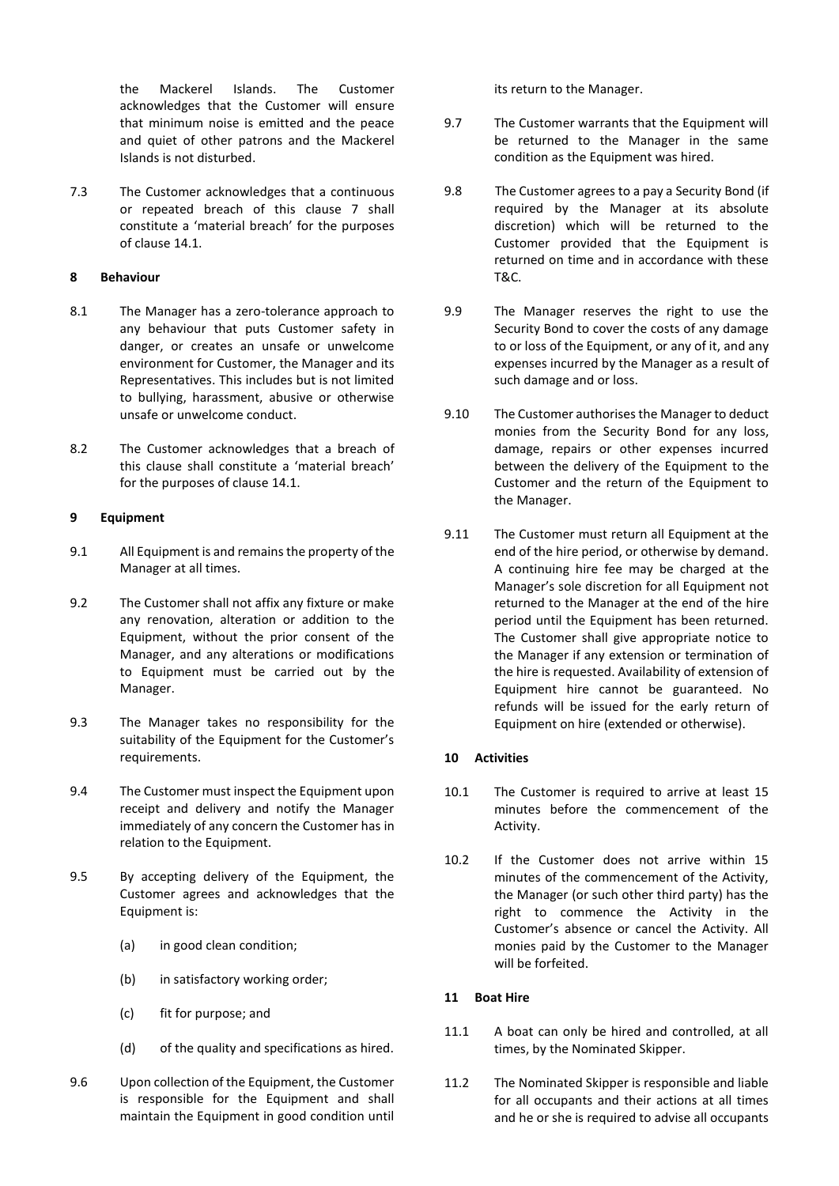the Mackerel Islands. The Customer acknowledges that the Customer will ensure that minimum noise is emitted and the peace and quiet of other patrons and the Mackerel Islands is not disturbed.

7.3 The Customer acknowledges that a continuous or repeated breach of this clause 7 shall constitute a 'material breach' for the purposes of clause 14.1.

**8 Behaviour**

8.1 The Manager has a zero-tolerance approach to any behaviour that puts Customer safety in danger, or creates an unsafe or unwelcome environment for Customer, the Manager and its Representatives. This includes but is not limited to bullying, harassment, abusive or otherwise unsafe or unwelcome conduct.

8.2 The Customer acknowledges that a breach of this clause shall constitute a 'material breach' for the purposes of clause 14.1.

**9 Equipment**

9.1 All Equipment is and remains the property of the Manager at all times.

9.2 The Customer shall not affix any fixture or make any renovation, alteration or addition to the Equipment, without the prior consent of the Manager, and any alterations or modifications to Equipment must be carried out by the Manager.

9.3 The Manager takes no responsibility for the suitability of the Equipment for the Customer's requirements.

9.4 The Customer must inspect the Equipment upon receipt and delivery and notify the Manager immediately of any concern the Customer has in relation to the Equipment.

9.5 By accepting delivery of the Equipment, the Customer agrees and acknowledges that the Equipment is:

(a) in good clean condition;

(b) in satisfactory working order;

(c) fit for purpose; and

(d) of the quality and specifications as hired.

9.6 Upon collection of the Equipment, the Customer is responsible for the Equipment and shall maintain the Equipment in good condition until its return to the Manager.

9.7 The Customer warrants that the Equipment will be returned to the Manager in the same condition as the Equipment was hired.

9.8 The Customer agrees to a pay a Security Bond (if required by the Manager at its absolute discretion) which will be returned to the Customer provided that the Equipment is returned on time and in accordance with these T&C.

9.9 The Manager reserves the right to use the Security Bond to cover the costs of any damage to or loss of the Equipment, or any of it, and any expenses incurred by the Manager as a result of such damage and or loss.

9.10 The Customer authorises the Manager to deduct monies from the Security Bond for any loss, damage, repairs or other expenses incurred between the delivery of the Equipment to the Customer and the return of the Equipment to the Manager.

9.11 The Customer must return all Equipment at the end of the hire period, or otherwise by demand. A continuing hire fee may be charged at the Manager's sole discretion for all Equipment not returned to the Manager at the end of the hire period until the Equipment has been returned. The Customer shall give appropriate notice to the Manager if any extension or termination of the hire is requested. Availability of extension of Equipment hire cannot be guaranteed. No refunds will be issued for the early return of Equipment on hire (extended or otherwise).

**10 Activities**

10.1 The Customer is required to arrive at least 15 minutes before the commencement of the Activity.

10.2 If the Customer does not arrive within 15 minutes of the commencement of the Activity, the Manager (or such other third party) has the right to commence the Activity in the Customer's absence or cancel the Activity. All monies paid by the Customer to the Manager will be forfeited.

**11 Boat Hire**

11.1 A boat can only be hired and controlled, at all times, by the Nominated Skipper.

11.2 The Nominated Skipper is responsible and liable for all occupants and their actions at all times and he or she is required to advise all occupants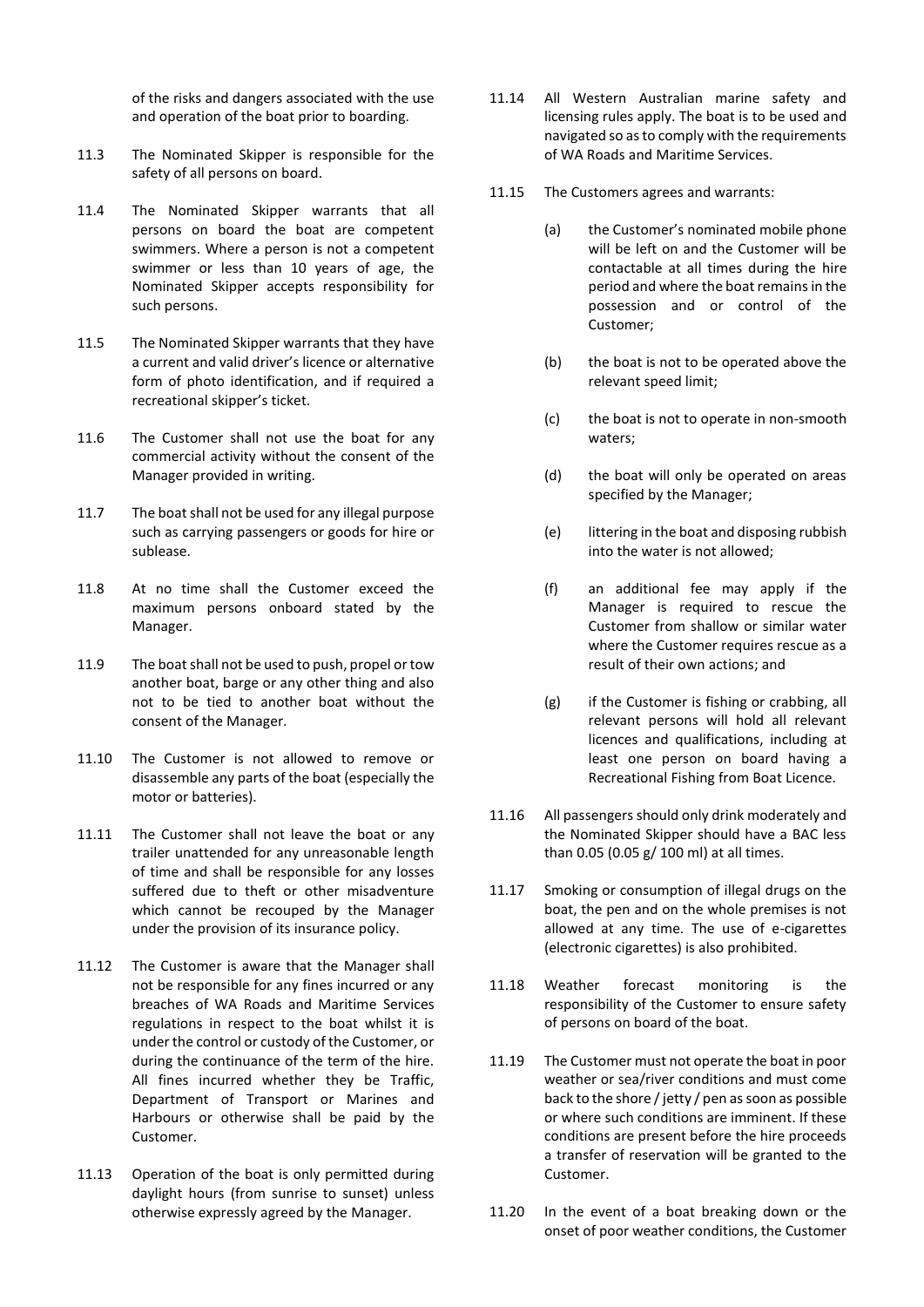of the risks and dangers associated with the use and operation of the boat prior to boarding.

11.3 The Nominated Skipper is responsible for the safety of all persons on board.

11.4 The Nominated Skipper warrants that all persons on board the boat are competent swimmers. Where a person is not a competent swimmer or less than 10 years of age, the Nominated Skipper accepts responsibility for such persons.

11.5 The Nominated Skipper warrants that they have a current and valid driver's licence or alternative form of photo identification, and if required a recreational skipper's ticket.

11.6 The Customer shall not use the boat for any commercial activity without the consent of the Manager provided in writing.

11.7 The boat shall not be used for any illegal purpose such as carrying passengers or goods for hire or sublease.

11.8 At no time shall the Customer exceed the maximum persons onboard stated by the Manager.

11.9 The boat shall not be used to push, propel or tow another boat, barge or any other thing and also not to be tied to another boat without the consent of the Manager.

11.10 The Customer is not allowed to remove or disassemble any parts of the boat (especially the motor or batteries).

11.11 The Customer shall not leave the boat or any trailer unattended for any unreasonable length of time and shall be responsible for any losses suffered due to theft or other misadventure which cannot be recouped by the Manager under the provision of its insurance policy.

11.12 The Customer is aware that the Manager shall not be responsible for any fines incurred or any breaches of WA Roads and Maritime Services regulations in respect to the boat whilst it is under the control or custody of the Customer, or during the continuance of the term of the hire. All fines incurred whether they be Traffic, Department of Transport or Marines and Harbours or otherwise shall be paid by the Customer.

11.13 Operation of the boat is only permitted during daylight hours (from sunrise to sunset) unless otherwise expressly agreed by the Manager.

11.14 All Western Australian marine safety and licensing rules apply. The boat is to be used and navigated so as to comply with the requirements of WA Roads and Maritime Services.

11.15 The Customers agrees and warrants:

(a) the Customer's nominated mobile phone will be left on and the Customer will be contactable at all times during the hire period and where the boat remains in the possession and or control of the Customer;

(b) the boat is not to be operated above the relevant speed limit;

(c) the boat is not to operate in non-smooth waters;

(d) the boat will only be operated on areas specified by the Manager;

(e) littering in the boat and disposing rubbish into the water is not allowed;

(f) an additional fee may apply if the Manager is required to rescue the Customer from shallow or similar water where the Customer requires rescue as a result of their own actions; and

(g) if the Customer is fishing or crabbing, all relevant persons will hold all relevant licences and qualifications, including at least one person on board having a Recreational Fishing from Boat Licence.

11.16 All passengers should only drink moderately and the Nominated Skipper should have a BAC less than 0.05 (0.05 g/ 100 ml) at all times.

11.17 Smoking or consumption of illegal drugs on the boat, the pen and on the whole premises is not allowed at any time. The use of e-cigarettes (electronic cigarettes) is also prohibited.

11.18 Weather forecast monitoring is the responsibility of the Customer to ensure safety of persons on board of the boat.

11.19 The Customer must not operate the boat in poor weather or sea/river conditions and must come back to the shore / jetty / pen as soon as possible or where such conditions are imminent. If these conditions are present before the hire proceeds a transfer of reservation will be granted to the Customer.

11.20 In the event of a boat breaking down or the onset of poor weather conditions, the Customer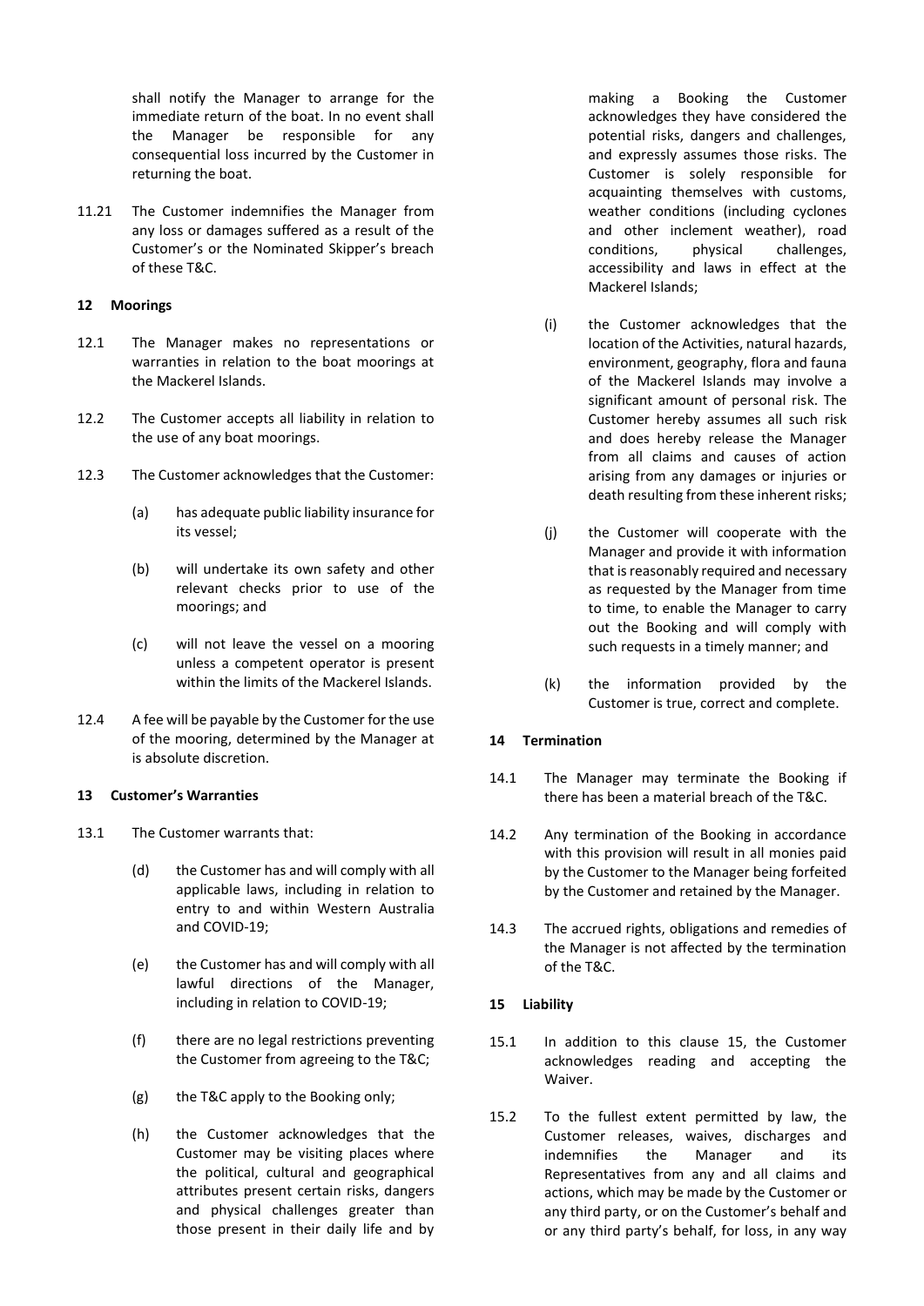shall notify the Manager to arrange for the immediate return of the boat. In no event shall the Manager be responsible for any consequential loss incurred by the Customer in returning the boat.

11.21 The Customer indemnifies the Manager from any loss or damages suffered as a result of the Customer's or the Nominated Skipper's breach of these T&C.

**12 Moorings**

12.1 The Manager makes no representations or warranties in relation to the boat moorings at the Mackerel Islands.

12.2 The Customer accepts all liability in relation to the use of any boat moorings.

12.3 The Customer acknowledges that the Customer:

(a) has adequate public liability insurance for its vessel;

(b) will undertake its own safety and other relevant checks prior to use of the moorings; and

(c) will not leave the vessel on a mooring unless a competent operator is present within the limits of the Mackerel Islands.

12.4 A fee will be payable by the Customer for the use of the mooring, determined by the Manager at is absolute discretion.

**13 Customer's Warranties**

13.1 The Customer warrants that:

(d) the Customer has and will comply with all applicable laws, including in relation to entry to and within Western Australia and COVID-19;

(e) the Customer has and will comply with all lawful directions of the Manager, including in relation to COVID-19;

(f) there are no legal restrictions preventing the Customer from agreeing to the T&C;

(g) the T&C apply to the Booking only;

(h) the Customer acknowledges that the Customer may be visiting places where the political, cultural and geographical attributes present certain risks, dangers and physical challenges greater than those present in their daily life and by making a Booking the Customer acknowledges they have considered the potential risks, dangers and challenges, and expressly assumes those risks. The Customer is solely responsible for acquainting themselves with customs, weather conditions (including cyclones and other inclement weather), road conditions, physical challenges, accessibility and laws in effect at the Mackerel Islands;

(i) the Customer acknowledges that the location of the Activities, natural hazards, environment, geography, flora and fauna of the Mackerel Islands may involve a significant amount of personal risk. The Customer hereby assumes all such risk and does hereby release the Manager from all claims and causes of action arising from any damages or injuries or death resulting from these inherent risks;

(j) the Customer will cooperate with the Manager and provide it with information that is reasonably required and necessary as requested by the Manager from time to time, to enable the Manager to carry out the Booking and will comply with such requests in a timely manner; and

(k) the information provided by the Customer is true, correct and complete.

**14 Termination**

14.1 The Manager may terminate the Booking if there has been a material breach of the T&C.

14.2 Any termination of the Booking in accordance with this provision will result in all monies paid by the Customer to the Manager being forfeited by the Customer and retained by the Manager.

14.3 The accrued rights, obligations and remedies of the Manager is not affected by the termination of the T&C.

**15 Liability**

15.1 In addition to this clause 15, the Customer acknowledges reading and accepting the Waiver.

15.2 To the fullest extent permitted by law, the Customer releases, waives, discharges and indemnifies the Manager and its Representatives from any and all claims and actions, which may be made by the Customer or any third party, or on the Customer's behalf and or any third party's behalf, for loss, in any way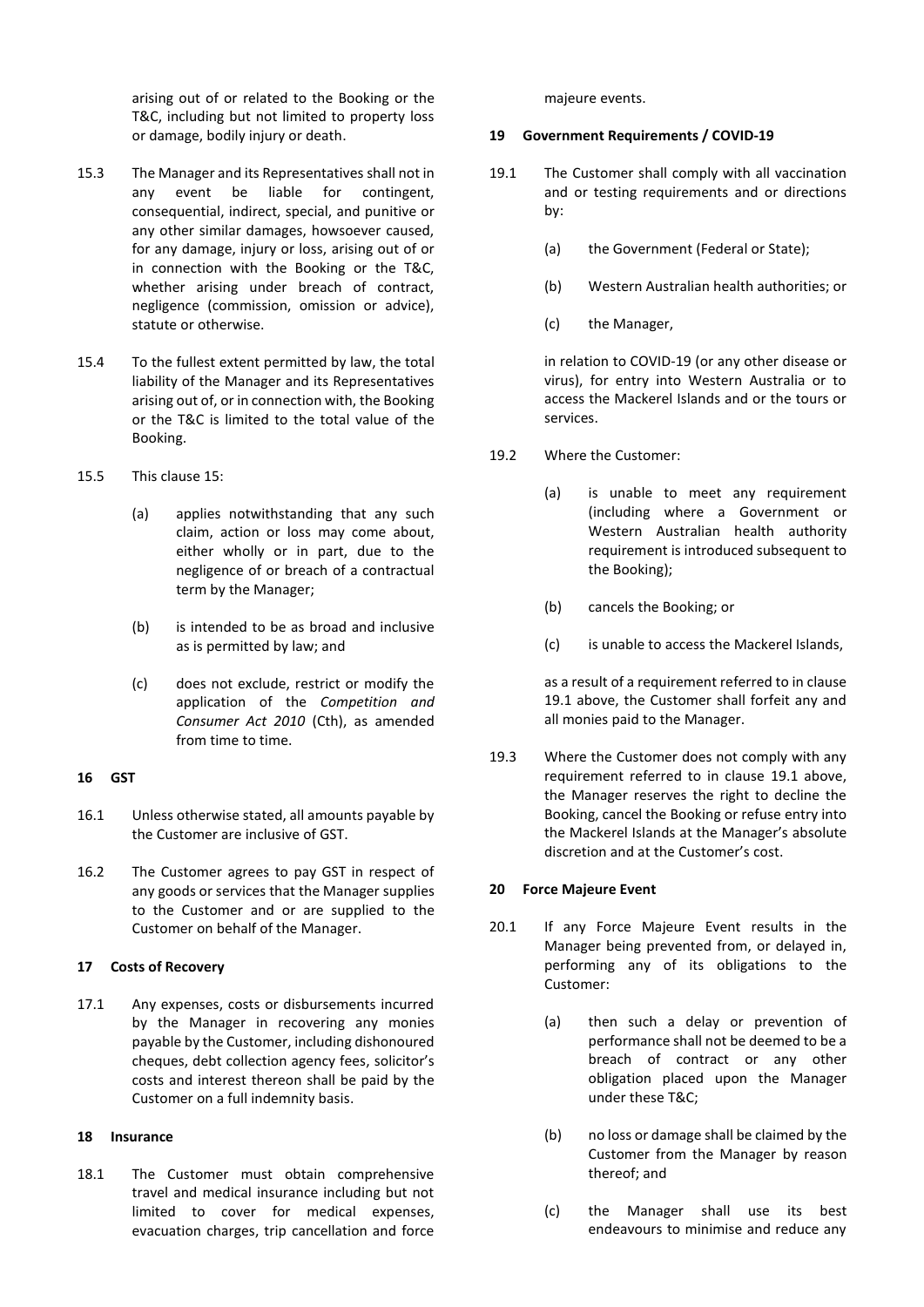arising out of or related to the Booking or the T&C, including but not limited to property loss or damage, bodily injury or death.

15.3 The Manager and its Representatives shall not in any event be liable for contingent, consequential, indirect, special, and punitive or any other similar damages, howsoever caused, for any damage, injury or loss, arising out of or in connection with the Booking or the T&C, whether arising under breach of contract, negligence (commission, omission or advice), statute or otherwise.

15.4 To the fullest extent permitted by law, the total liability of the Manager and its Representatives arising out of, or in connection with, the Booking or the T&C is limited to the total value of the Booking.

15.5 This clause 15:

(a) applies notwithstanding that any such claim, action or loss may come about, either wholly or in part, due to the negligence of or breach of a contractual term by the Manager;

(b) is intended to be as broad and inclusive as is permitted by law; and

(c) does not exclude, restrict or modify the application of the *Competition and Consumer Act 2010* (Cth), as amended from time to time.

### 16 GST

16.1 Unless otherwise stated, all amounts payable by the Customer are inclusive of GST.

16.2 The Customer agrees to pay GST in respect of any goods or services that the Manager supplies to the Customer and or are supplied to the Customer on behalf of the Manager.

### 17 Costs of Recovery

17.1 Any expenses, costs or disbursements incurred by the Manager in recovering any monies payable by the Customer, including dishonoured cheques, debt collection agency fees, solicitor's costs and interest thereon shall be paid by the Customer on a full indemnity basis.

### 18 Insurance

18.1 The Customer must obtain comprehensive travel and medical insurance including but not limited to cover for medical expenses, evacuation charges, trip cancellation and force majeure events.

### 19 Government Requirements / COVID-19

19.1 The Customer shall comply with all vaccination and or testing requirements and or directions by:

(a) the Government (Federal or State);

(b) Western Australian health authorities; or

(c) the Manager,

in relation to COVID-19 (or any other disease or virus), for entry into Western Australia or to access the Mackerel Islands and or the tours or services.

19.2 Where the Customer:

(a) is unable to meet any requirement (including where a Government or Western Australian health authority requirement is introduced subsequent to the Booking);

(b) cancels the Booking; or

(c) is unable to access the Mackerel Islands,

as a result of a requirement referred to in clause 19.1 above, the Customer shall forfeit any and all monies paid to the Manager.

19.3 Where the Customer does not comply with any requirement referred to in clause 19.1 above, the Manager reserves the right to decline the Booking, cancel the Booking or refuse entry into the Mackerel Islands at the Manager's absolute discretion and at the Customer's cost.

### 20 Force Majeure Event

20.1 If any Force Majeure Event results in the Manager being prevented from, or delayed in, performing any of its obligations to the Customer:

(a) then such a delay or prevention of performance shall not be deemed to be a breach of contract or any other obligation placed upon the Manager under these T&C;

(b) no loss or damage shall be claimed by the Customer from the Manager by reason thereof; and

(c) the Manager shall use its best endeavours to minimise and reduce any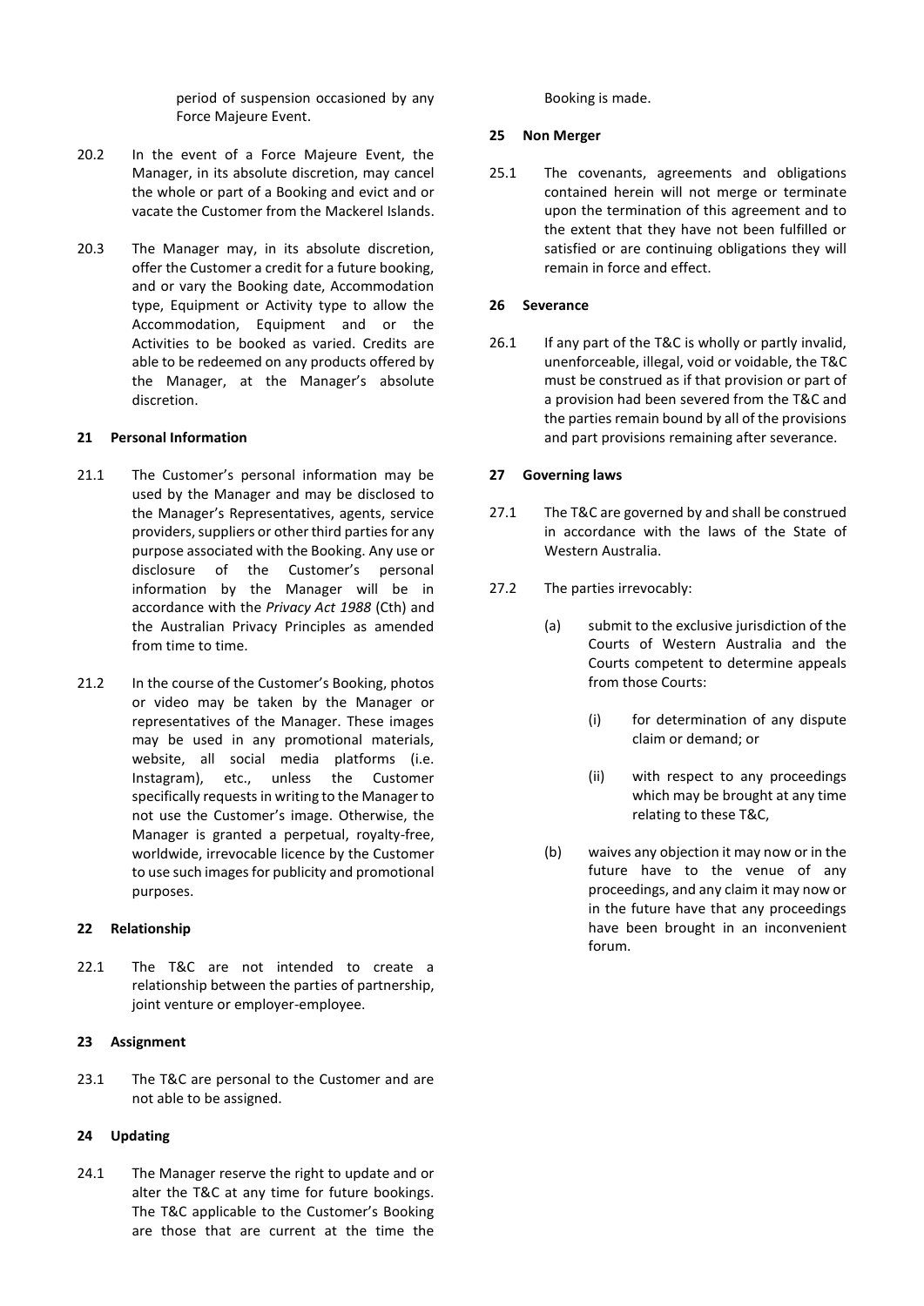period of suspension occasioned by any Force Majeure Event.

20.2 In the event of a Force Majeure Event, the Manager, in its absolute discretion, may cancel the whole or part of a Booking and evict and or vacate the Customer from the Mackerel Islands.

20.3 The Manager may, in its absolute discretion, offer the Customer a credit for a future booking, and or vary the Booking date, Accommodation type, Equipment or Activity type to allow the Accommodation, Equipment and or the Activities to be booked as varied. Credits are able to be redeemed on any products offered by the Manager, at the Manager's absolute discretion.

**21 Personal Information**

21.1 The Customer's personal information may be used by the Manager and may be disclosed to the Manager's Representatives, agents, service providers, suppliers or other third parties for any purpose associated with the Booking. Any use or disclosure of the Customer's personal information by the Manager will be in accordance with the *Privacy Act 1988* (Cth) and the Australian Privacy Principles as amended from time to time.

21.2 In the course of the Customer's Booking, photos or video may be taken by the Manager or representatives of the Manager. These images may be used in any promotional materials, website, all social media platforms (i.e. Instagram), etc., unless the Customer specifically requests in writing to the Manager to not use the Customer's image. Otherwise, the Manager is granted a perpetual, royalty-free, worldwide, irrevocable licence by the Customer to use such images for publicity and promotional purposes.

**22 Relationship**

22.1 The T&C are not intended to create a relationship between the parties of partnership, joint venture or employer-employee.

**23 Assignment**

23.1 The T&C are personal to the Customer and are not able to be assigned.

**24 Updating**

24.1 The Manager reserve the right to update and or alter the T&C at any time for future bookings. The T&C applicable to the Customer's Booking are those that are current at the time the Booking is made.

**25 Non Merger**

25.1 The covenants, agreements and obligations contained herein will not merge or terminate upon the termination of this agreement and to the extent that they have not been fulfilled or satisfied or are continuing obligations they will remain in force and effect.

**26 Severance**

26.1 If any part of the T&C is wholly or partly invalid, unenforceable, illegal, void or voidable, the T&C must be construed as if that provision or part of a provision had been severed from the T&C and the parties remain bound by all of the provisions and part provisions remaining after severance.

**27 Governing laws**

27.1 The T&C are governed by and shall be construed in accordance with the laws of the State of Western Australia.

27.2 The parties irrevocably:

(a) submit to the exclusive jurisdiction of the Courts of Western Australia and the Courts competent to determine appeals from those Courts:

(i) for determination of any dispute claim or demand; or

(ii) with respect to any proceedings which may be brought at any time relating to these T&C,

(b) waives any objection it may now or in the future have to the venue of any proceedings, and any claim it may now or in the future have that any proceedings have been brought in an inconvenient forum.